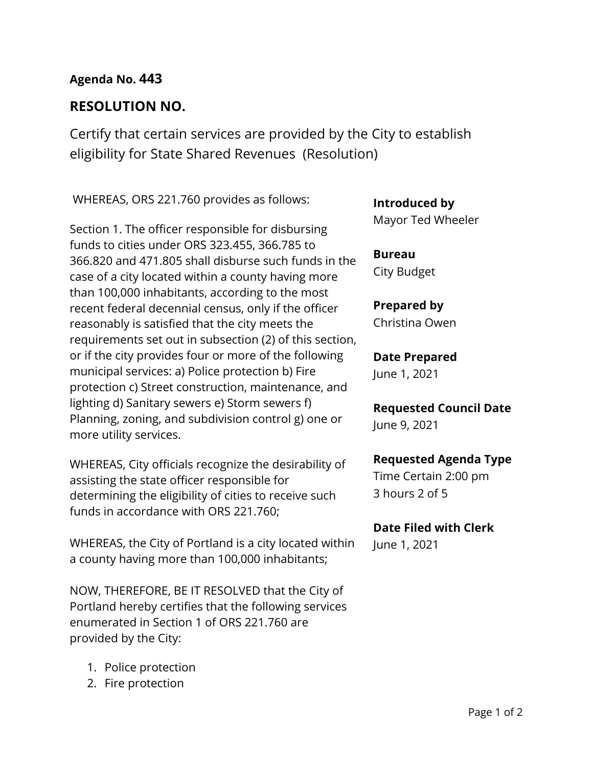**Agenda No. 443**

## RESOLUTION NO.

Certify that certain services are provided by the City to establish eligibility for State Shared Revenues (Resolution)

**Introduced by**
Mayor Ted Wheeler

**Bureau**
City Budget

**Prepared by**
Christina Owen

**Date Prepared**
June 1, 2021

**Requested Council Date**
June 9, 2021

**Requested Agenda Type**
Time Certain 2:00 pm
3 hours 2 of 5

**Date Filed with Clerk**
June 1, 2021

WHEREAS, ORS 221.760 provides as follows:

Section 1. The officer responsible for disbursing funds to cities under ORS 323.455, 366.785 to 366.820 and 471.805 shall disburse such funds in the case of a city located within a county having more than 100,000 inhabitants, according to the most recent federal decennial census, only if the officer reasonably is satisfied that the city meets the requirements set out in subsection (2) of this section, or if the city provides four or more of the following municipal services: a) Police protection b) Fire protection c) Street construction, maintenance, and lighting d) Sanitary sewers e) Storm sewers f) Planning, zoning, and subdivision control g) one or more utility services.

WHEREAS, City officials recognize the desirability of assisting the state officer responsible for determining the eligibility of cities to receive such funds in accordance with ORS 221.760;

WHEREAS, the City of Portland is a city located within a county having more than 100,000 inhabitants;

NOW, THEREFORE, BE IT RESOLVED that the City of Portland hereby certifies that the following services enumerated in Section 1 of ORS 221.760 are provided by the City:

1. Police protection
2. Fire protection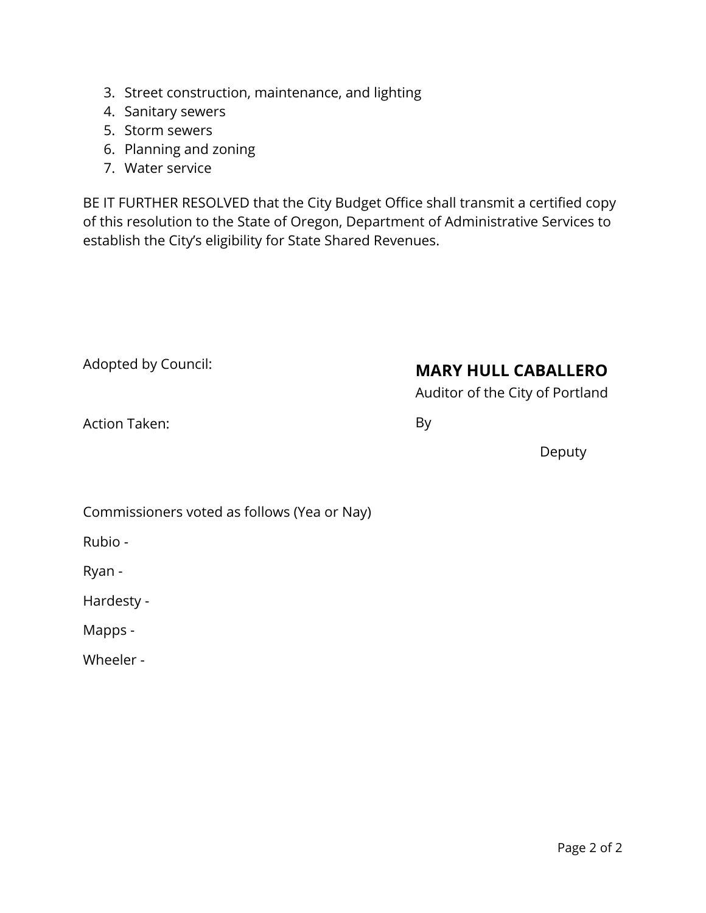3. Street construction, maintenance, and lighting
4. Sanitary sewers
5. Storm sewers
6. Planning and zoning
7. Water service

BE IT FURTHER RESOLVED that the City Budget Office shall transmit a certified copy of this resolution to the State of Oregon, Department of Administrative Services to establish the City's eligibility for State Shared Revenues.

Adopted by Council:

Action Taken:

**MARY HULL CABALLERO**

Auditor of the City of Portland

By

Deputy

Commissioners voted as follows (Yea or Nay)

Rubio -

Ryan -

Hardesty -

Mapps -

Wheeler -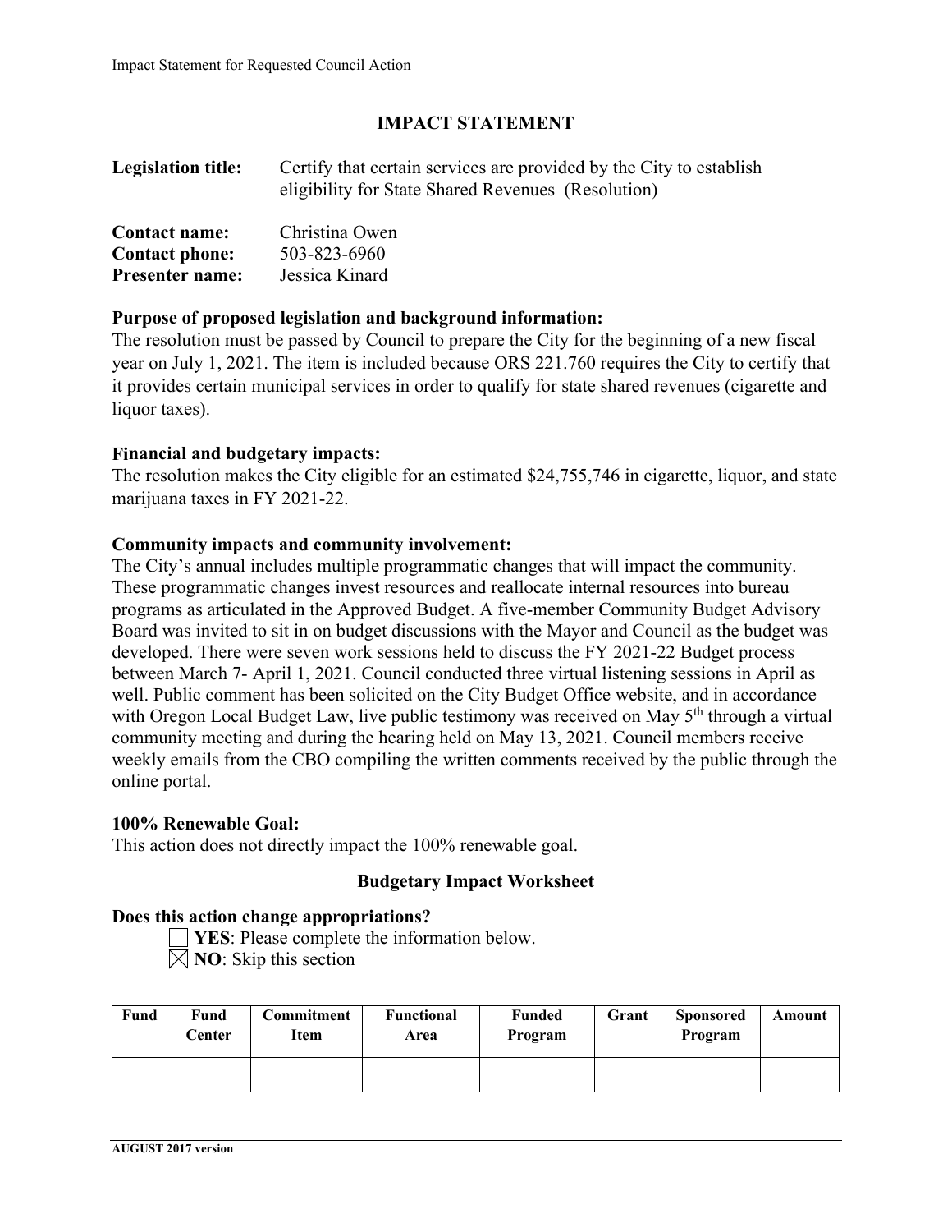# IMPACT STATEMENT

**Legislation title:** Certify that certain services are provided by the City to establish eligibility for State Shared Revenues (Resolution)

**Contact name:** Christina Owen
**Contact phone:** 503-823-6960
**Presenter name:** Jessica Kinard

## Purpose of proposed legislation and background information:

The resolution must be passed by Council to prepare the City for the beginning of a new fiscal year on July 1, 2021. The item is included because ORS 221.760 requires the City to certify that it provides certain municipal services in order to qualify for state shared revenues (cigarette and liquor taxes).

## Financial and budgetary impacts:

The resolution makes the City eligible for an estimated $24,755,746 in cigarette, liquor, and state marijuana taxes in FY 2021-22.

## Community impacts and community involvement:

The City's annual includes multiple programmatic changes that will impact the community. These programmatic changes invest resources and reallocate internal resources into bureau programs as articulated in the Approved Budget. A five-member Community Budget Advisory Board was invited to sit in on budget discussions with the Mayor and Council as the budget was developed. There were seven work sessions held to discuss the FY 2021-22 Budget process between March 7- April 1, 2021. Council conducted three virtual listening sessions in April as well. Public comment has been solicited on the City Budget Office website, and in accordance with Oregon Local Budget Law, live public testimony was received on May 5th through a virtual community meeting and during the hearing held on May 13, 2021. Council members receive weekly emails from the CBO compiling the written comments received by the public through the online portal.

## 100% Renewable Goal:

This action does not directly impact the 100% renewable goal.

## Budgetary Impact Worksheet

**Does this action change appropriations?**

☐ **YES**: Please complete the information below.
☒ **NO**: Skip this section

| Fund | Fund Center | Commitment Item | Functional Area | Funded Program | Grant | Sponsored Program | Amount |
|---|---|---|---|---|---|---|---|
| | | | | | | | |